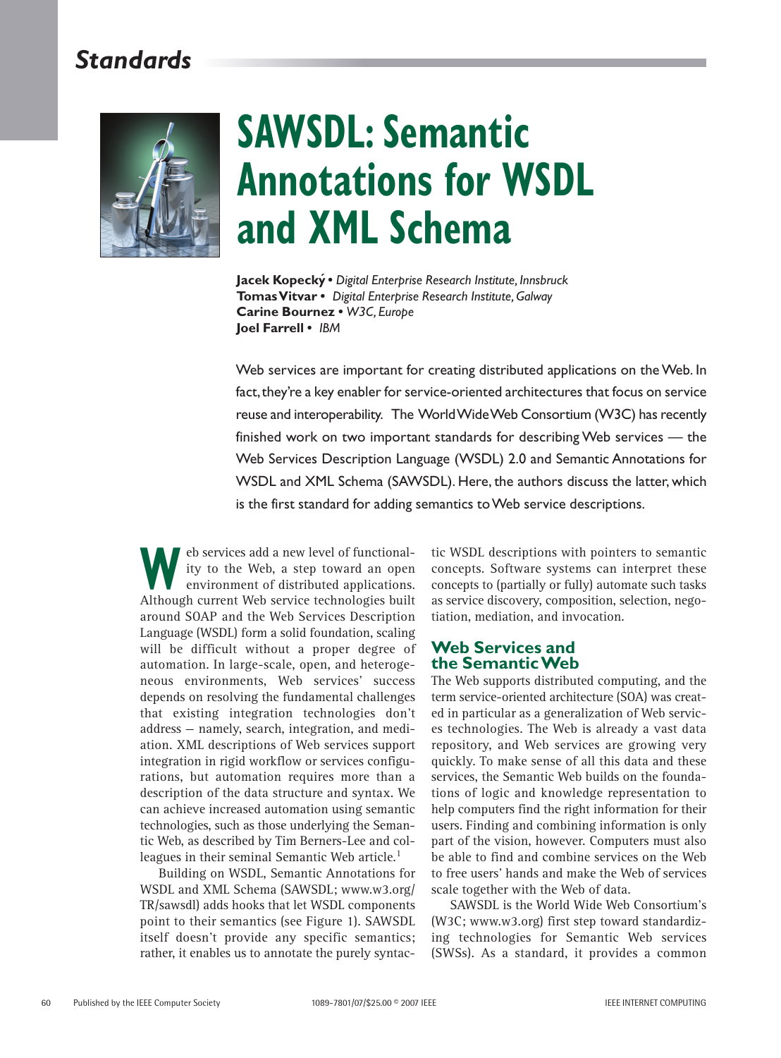# SAWSDL: Semantic Annotations for WSDL and XML Schema

**Jacek Kopecký** • *Digital Enterprise Research Institute, Innsbruck*
**Tomas Vitvar** • *Digital Enterprise Research Institute, Galway*
**Carine Bournez** • *W3C, Europe*
**Joel Farrell** • *IBM*

Web services are important for creating distributed applications on the Web. In fact, they're a key enabler for service-oriented architectures that focus on service reuse and interoperability. The World Wide Web Consortium (W3C) has recently finished work on two important standards for describing Web services — the Web Services Description Language (WSDL) 2.0 and Semantic Annotations for WSDL and XML Schema (SAWSDL). Here, the authors discuss the latter, which is the first standard for adding semantics to Web service descriptions.

Web services add a new level of functionality to the Web, a step toward an open environment of distributed applications. Although current Web service technologies built around SOAP and the Web Services Description Language (WSDL) form a solid foundation, scaling will be difficult without a proper degree of automation. In large-scale, open, and heterogeneous environments, Web services' success depends on resolving the fundamental challenges that existing integration technologies don't address — namely, search, integration, and mediation. XML descriptions of Web services support integration in rigid workflow or services configurations, but automation requires more than a description of the data structure and syntax. We can achieve increased automation using semantic technologies, such as those underlying the Semantic Web, as described by Tim Berners-Lee and colleagues in their seminal Semantic Web article.[1]

Building on WSDL, Semantic Annotations for WSDL and XML Schema (SAWSDL; www.w3.org/TR/sawsdl) adds hooks that let WSDL components point to their semantics (see Figure 1). SAWSDL itself doesn't provide any specific semantics; rather, it enables us to annotate the purely syntactic WSDL descriptions with pointers to semantic concepts. Software systems can interpret these concepts to (partially or fully) automate such tasks as service discovery, composition, selection, negotiation, mediation, and invocation.

## Web Services and the Semantic Web

The Web supports distributed computing, and the term service-oriented architecture (SOA) was created in particular as a generalization of Web services technologies. The Web is already a vast data repository, and Web services are growing very quickly. To make sense of all this data and these services, the Semantic Web builds on the foundations of logic and knowledge representation to help computers find the right information for their users. Finding and combining information is only part of the vision, however. Computers must also be able to find and combine services on the Web to free users' hands and make the Web of services scale together with the Web of data.

SAWSDL is the World Wide Web Consortium's (W3C; www.w3.org) first step toward standardizing technologies for Semantic Web services (SWSs). As a standard, it provides a common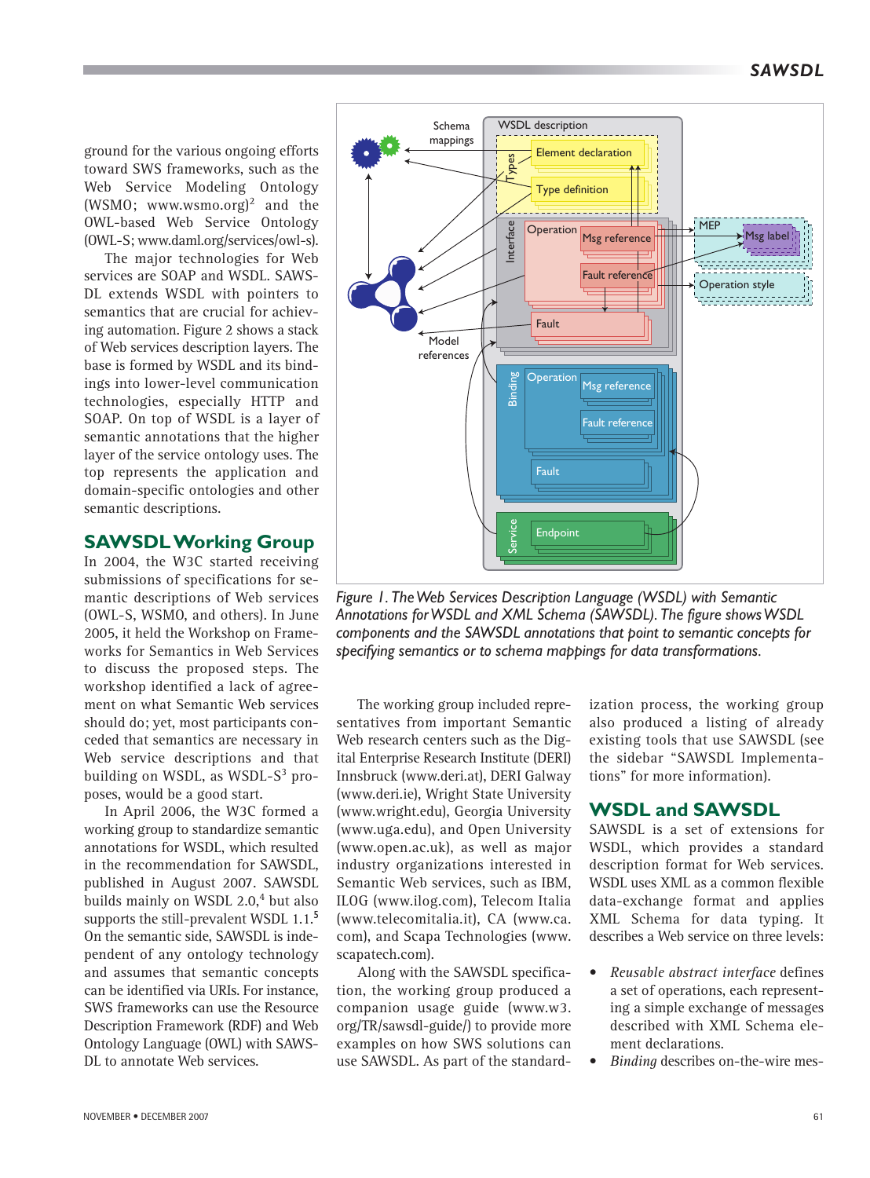ground for the various ongoing efforts toward SWS frameworks, such as the Web Service Modeling Ontology (WSMO; www.wsmo.org)[2] and the OWL-based Web Service Ontology (OWL-S; www.daml.org/services/owl-s).

The major technologies for Web services are SOAP and WSDL. SAWSDL extends WSDL with pointers to semantics that are crucial for achieving automation. Figure 2 shows a stack of Web services description layers. The base is formed by WSDL and its bindings into lower-level communication technologies, especially HTTP and SOAP. On top of WSDL is a layer of semantic annotations that the higher layer of the service ontology uses. The top represents the application and domain-specific ontologies and other semantic descriptions.

## SAWSDL Working Group

In 2004, the W3C started receiving submissions of specifications for semantic descriptions of Web services (OWL-S, WSMO, and others). In June 2005, it held the Workshop on Frameworks for Semantics in Web Services to discuss the proposed steps. The workshop identified a lack of agreement on what Semantic Web services should do; yet, most participants conceded that semantics are necessary in Web service descriptions and that building on WSDL, as WSDL-S[3] proposes, would be a good start.

In April 2006, the W3C formed a working group to standardize semantic annotations for WSDL, which resulted in the recommendation for SAWSDL, published in August 2007. SAWSDL builds mainly on WSDL 2.0,[4] but also supports the still-prevalent WSDL 1.1.[5] On the semantic side, SAWSDL is independent of any ontology technology and assumes that semantic concepts can be identified via URIs. For instance, SWS frameworks can use the Resource Description Framework (RDF) and Web Ontology Language (OWL) with SAWSDL to annotate Web services.

Schema mappings

WSDL description

Types

Element declaration

Type definition

Interface

Operation

Msg reference

Fault reference

Fault

MEP

Msg label

Operation style

Model references

Binding

Operation

Msg reference

Fault reference

Fault

Service

Endpoint

*Figure 1. The Web Services Description Language (WSDL) with Semantic Annotations for WSDL and XML Schema (SAWSDL). The figure shows WSDL components and the SAWSDL annotations that point to semantic concepts for specifying semantics or to schema mappings for data transformations.*

The working group included representatives from important Semantic Web research centers such as the Digital Enterprise Research Institute (DERI) Innsbruck (www.deri.at), DERI Galway (www.deri.ie), Wright State University (www.wright.edu), Georgia University (www.uga.edu), and Open University (www.open.ac.uk), as well as major industry organizations interested in Semantic Web services, such as IBM, ILOG (www.ilog.com), Telecom Italia (www.telecomitalia.it), CA (www.ca.com), and Scapa Technologies (www.scapatech.com).

Along with the SAWSDL specification, the working group produced a companion usage guide (www.w3.org/TR/sawsdl-guide/) to provide more examples on how SWS solutions can use SAWSDL. As part of the standardization process, the working group also produced a listing of already existing tools that use SAWSDL (see the sidebar "SAWSDL Implementations" for more information).

## WSDL and SAWSDL

SAWSDL is a set of extensions for WSDL, which provides a standard description format for Web services. WSDL uses XML as a common flexible data-exchange format and applies XML Schema for data typing. It describes a Web service on three levels:

- *Reusable abstract interface* defines a set of operations, each representing a simple exchange of messages described with XML Schema element declarations.
- *Binding* describes on-the-wire mes-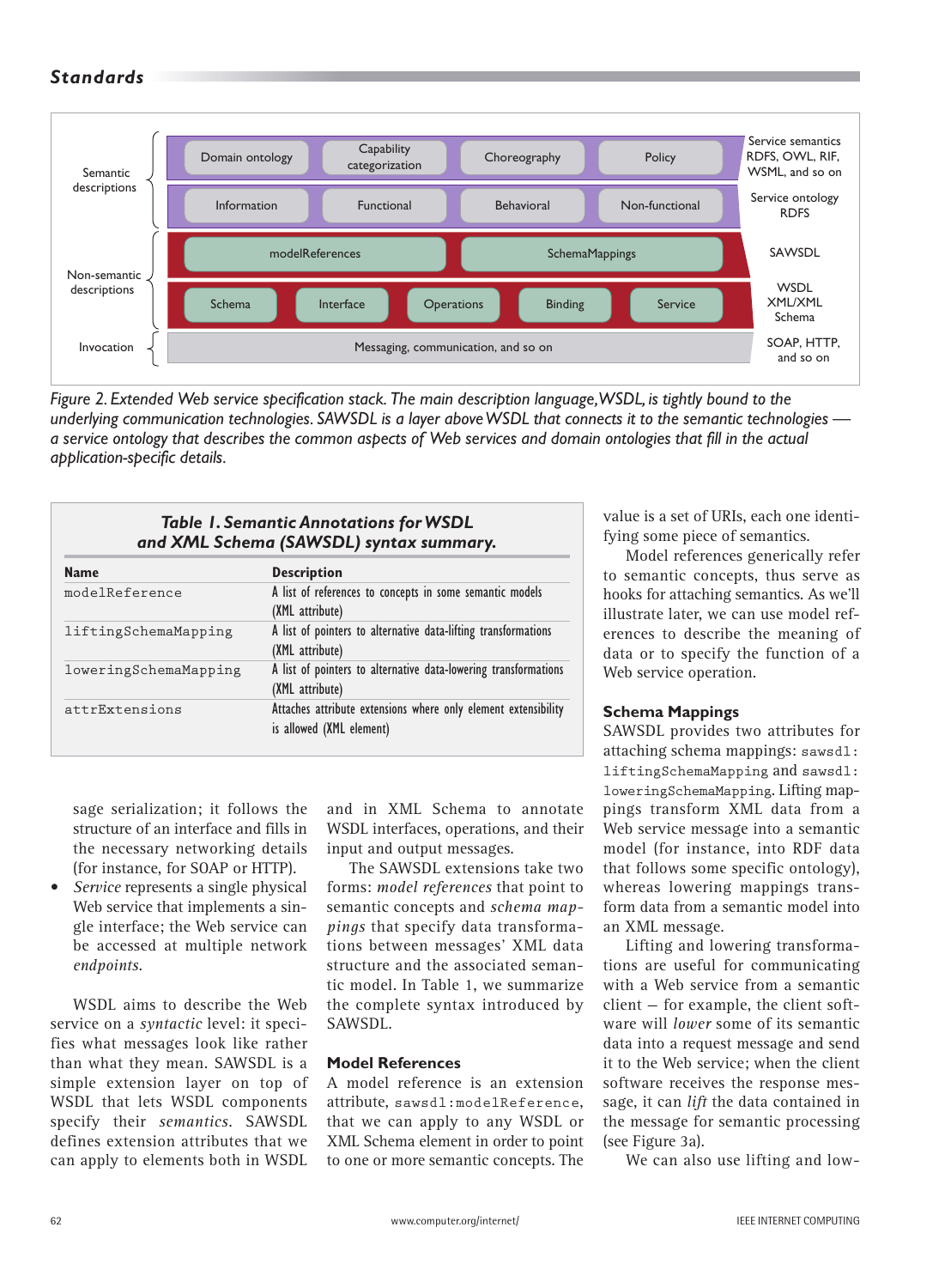| | | | | | |
|---|---|---|---|---|---|
| Semantic descriptions | Domain ontology | Capability categorization | Choreography | Policy | Service semantics RDFS, OWL, RIF, WSML, and so on |
| | Information | Functional | Behavioral | Non-functional | Service ontology RDFS |
| Non-semantic descriptions | modelReferences | | SchemaMappings | | SAWSDL |
| | Schema | Interface | Operations | Binding | Service | WSDL XML/XML Schema |
| Invocation | Messaging, communication, and so on | | | | SOAP, HTTP, and so on |

*Figure 2. Extended Web service specification stack. The main description language, WSDL, is tightly bound to the underlying communication technologies. SAWSDL is a layer above WSDL that connects it to the semantic technologies — a service ontology that describes the common aspects of Web services and domain ontologies that fill in the actual application-specific details.*

**Table 1. Semantic Annotations for WSDL and XML Schema (SAWSDL) syntax summary.**

| Name | Description |
|---|---|
| `modelReference` | A list of references to concepts in some semantic models (XML attribute) |
| `liftingSchemaMapping` | A list of pointers to alternative data-lifting transformations (XML attribute) |
| `loweringSchemaMapping` | A list of pointers to alternative data-lowering transformations (XML attribute) |
| `attrExtensions` | Attaches attribute extensions where only element extensibility is allowed (XML element) |

sage serialization; it follows the structure of an interface and fills in the necessary networking details (for instance, for SOAP or HTTP).

- *Service* represents a single physical Web service that implements a single interface; the Web service can be accessed at multiple network *endpoints*.

WSDL aims to describe the Web service on a *syntactic* level: it specifies what messages look like rather than what they mean. SAWSDL is a simple extension layer on top of WSDL that lets WSDL components specify their *semantics*. SAWSDL defines extension attributes that we can apply to elements both in WSDL and in XML Schema to annotate WSDL interfaces, operations, and their input and output messages.

The SAWSDL extensions take two forms: *model references* that point to semantic concepts and *schema mappings* that specify data transformations between messages' XML data structure and the associated semantic model. In Table 1, we summarize the complete syntax introduced by SAWSDL.

## Model References

A model reference is an extension attribute, `sawsdl:modelReference`, that we can apply to any WSDL or XML Schema element in order to point to one or more semantic concepts. The value is a set of URIs, each one identifying some piece of semantics.

Model references generically refer to semantic concepts, thus serve as hooks for attaching semantics. As we'll illustrate later, we can use model references to describe the meaning of data or to specify the function of a Web service operation.

## Schema Mappings

SAWSDL provides two attributes for attaching schema mappings: `sawsdl:liftingSchemaMapping` and `sawsdl:loweringSchemaMapping`. Lifting mappings transform XML data from a Web service message into a semantic model (for instance, into RDF data that follows some specific ontology), whereas lowering mappings transform data from a semantic model into an XML message.

Lifting and lowering transformations are useful for communicating with a Web service from a semantic client — for example, the client software will *lower* some of its semantic data into a request message and send it to the Web service; when the client software receives the response message, it can *lift* the data contained in the message for semantic processing (see Figure 3a).

We can also use lifting and low-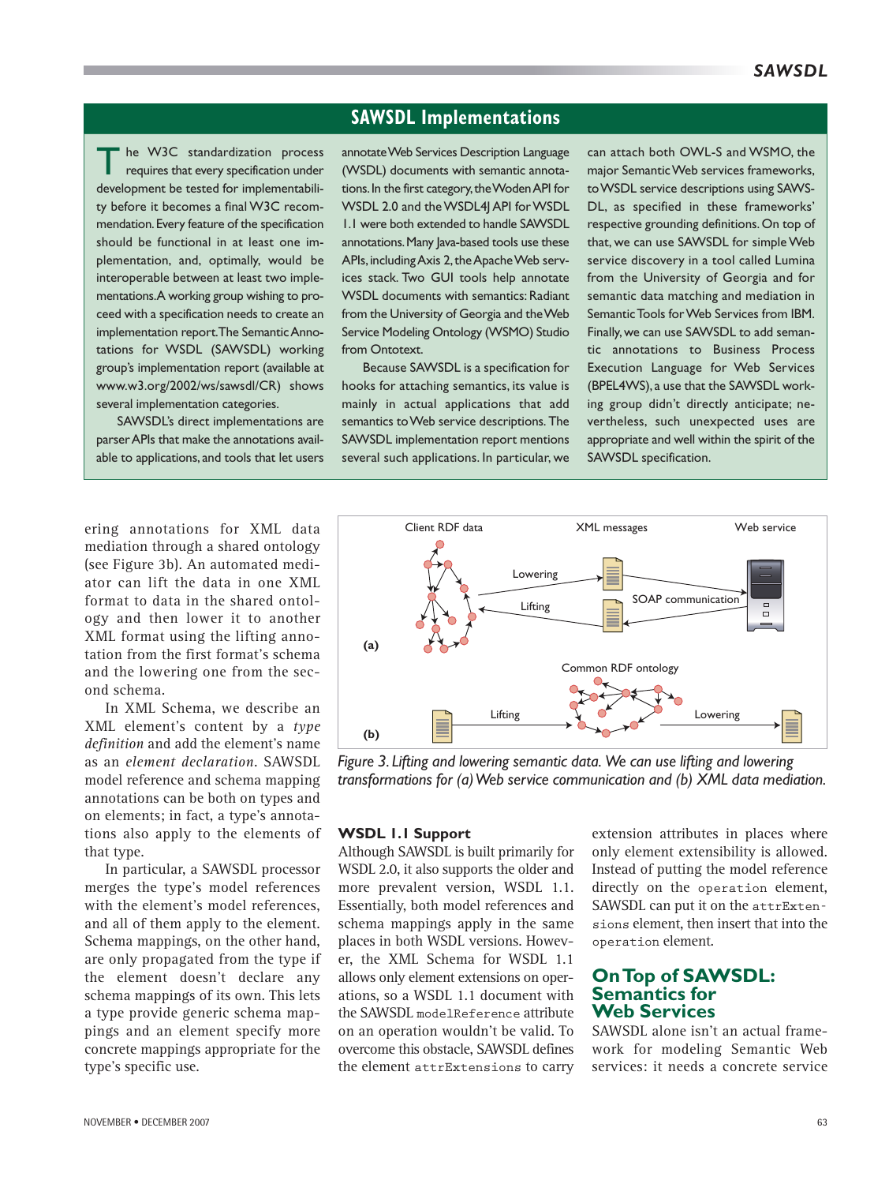## SAWSDL Implementations

The W3C standardization process requires that every specification under development be tested for implementability before it becomes a final W3C recommendation. Every feature of the specification should be functional in at least one implementation, and, optimally, would be interoperable between at least two implementations. A working group wishing to proceed with a specification needs to create an implementation report. The Semantic Annotations for WSDL (SAWSDL) working group's implementation report (available at www.w3.org/2002/ws/sawsdl/CR) shows several implementation categories.

SAWSDL's direct implementations are parser APIs that make the annotations available to applications, and tools that let users annotate Web Services Description Language (WSDL) documents with semantic annotations. In the first category, the Woden API for WSDL 2.0 and the WSDL4J API for WSDL 1.1 were both extended to handle SAWSDL annotations. Many Java-based tools use these APIs, including Axis 2, the Apache Web services stack. Two GUI tools help annotate WSDL documents with semantics: Radiant from the University of Georgia and the Web Service Modeling Ontology (WSMO) Studio from Ontotext.

Because SAWSDL is a specification for hooks for attaching semantics, its value is mainly in actual applications that add semantics to Web service descriptions. The SAWSDL implementation report mentions several such applications. In particular, we can attach both OWL-S and WSMO, the major Semantic Web services frameworks, to WSDL service descriptions using SAWSDL, as specified in these frameworks' respective grounding definitions. On top of that, we can use SAWSDL for simple Web service discovery in a tool called Lumina from the University of Georgia and for semantic data matching and mediation in Semantic Tools for Web Services from IBM. Finally, we can use SAWSDL to add semantic annotations to Business Process Execution Language for Web Services (BPEL4WS), a use that the SAWSDL working group didn't directly anticipate; nevertheless, such unexpected uses are appropriate and well within the spirit of the SAWSDL specification.

---

ering annotations for XML data mediation through a shared ontology (see Figure 3b). An automated mediator can lift the data in one XML format to data in the shared ontology and then lower it to another XML format using the lifting annotation from the first format's schema and the lowering one from the second schema.

In XML Schema, we describe an XML element's content by a *type definition* and add the element's name as an *element declaration*. SAWSDL model reference and schema mapping annotations can be both on types and on elements; in fact, a type's annotations also apply to the elements of that type.

In particular, a SAWSDL processor merges the type's model references with the element's model references, and all of them apply to the element. Schema mappings, on the other hand, are only propagated from the type if the element doesn't declare any schema mappings of its own. This lets a type provide generic schema mappings and an element specify more concrete mappings appropriate for the type's specific use.

*Figure 3. Lifting and lowering semantic data. We can use lifting and lowering transformations for (a) Web service communication and (b) XML data mediation.*

### WSDL 1.1 Support

Although SAWSDL is built primarily for WSDL 2.0, it also supports the older and more prevalent version, WSDL 1.1. Essentially, both model references and schema mappings apply in the same places in both WSDL versions. However, the XML Schema for WSDL 1.1 allows only element extensions on operations, so a WSDL 1.1 document with the SAWSDL `modelReference` attribute on an operation wouldn't be valid. To overcome this obstacle, SAWSDL defines the element `attrExtensions` to carry extension attributes in places where only element extensibility is allowed. Instead of putting the model reference directly on the `operation` element, SAWSDL can put it on the `attrExtensions` element, then insert that into the `operation` element.

## On Top of SAWSDL: Semantics for Web Services

SAWSDL alone isn't an actual framework for modeling Semantic Web services: it needs a concrete service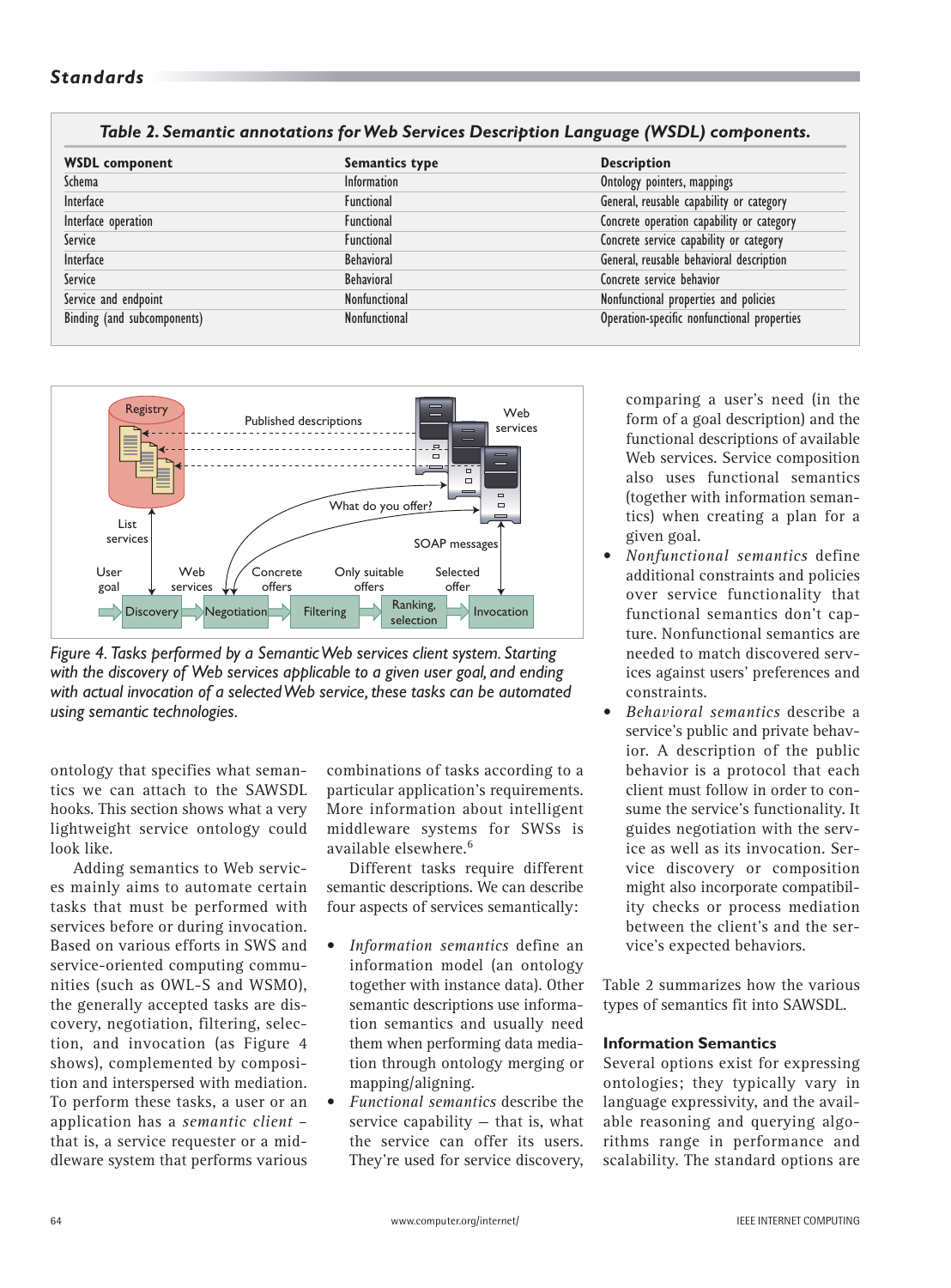**Table 2. Semantic annotations for Web Services Description Language (WSDL) components.**

| WSDL component | Semantics type | Description |
|---|---|---|
| Schema | Information | Ontology pointers, mappings |
| Interface | Functional | General, reusable capability or category |
| Interface operation | Functional | Concrete operation capability or category |
| Service | Functional | Concrete service capability or category |
| Interface | Behavioral | General, reusable behavioral description |
| Service | Behavioral | Concrete service behavior |
| Service and endpoint | Nonfunctional | Nonfunctional properties and policies |
| Binding (and subcomponents) | Nonfunctional | Operation-specific nonfunctional properties |

Registry
Published descriptions
Web services
What do you offer?
List services
SOAP messages
User goal
Web services
Concrete offers
Only suitable offers
Selected offer
Discovery
Negotiation
Filtering
Ranking, selection
Invocation

*Figure 4. Tasks performed by a Semantic Web services client system. Starting with the discovery of Web services applicable to a given user goal, and ending with actual invocation of a selected Web service, these tasks can be automated using semantic technologies.*

ontology that specifies what semantics we can attach to the SAWSDL hooks. This section shows what a very lightweight service ontology could look like.

Adding semantics to Web services mainly aims to automate certain tasks that must be performed with services before or during invocation. Based on various efforts in SWS and service-oriented computing communities (such as OWL-S and WSMO), the generally accepted tasks are discovery, negotiation, filtering, selection, and invocation (as Figure 4 shows), complemented by composition and interspersed with mediation. To perform these tasks, a user or an application has a *semantic client* – that is, a service requester or a middleware system that performs various combinations of tasks according to a particular application's requirements. More information about intelligent middleware systems for SWSs is available elsewhere.[6]

Different tasks require different semantic descriptions. We can describe four aspects of services semantically:

- *Information semantics* define an information model (an ontology together with instance data). Other semantic descriptions use information semantics and usually need them when performing data mediation through ontology merging or mapping/aligning.
- *Functional semantics* describe the service capability – that is, what the service can offer its users. They're used for service discovery, comparing a user's need (in the form of a goal description) and the functional descriptions of available Web services. Service composition also uses functional semantics (together with information semantics) when creating a plan for a given goal.
- *Nonfunctional semantics* define additional constraints and policies over service functionality that functional semantics don't capture. Nonfunctional semantics are needed to match discovered services against users' preferences and constraints.
- *Behavioral semantics* describe a service's public and private behavior. A description of the public behavior is a protocol that each client must follow in order to consume the service's functionality. It guides negotiation with the service as well as its invocation. Service discovery or composition might also incorporate compatibility checks or process mediation between the client's and the service's expected behaviors.

Table 2 summarizes how the various types of semantics fit into SAWSDL.

### Information Semantics

Several options exist for expressing ontologies; they typically vary in language expressivity, and the available reasoning and querying algorithms range in performance and scalability. The standard options are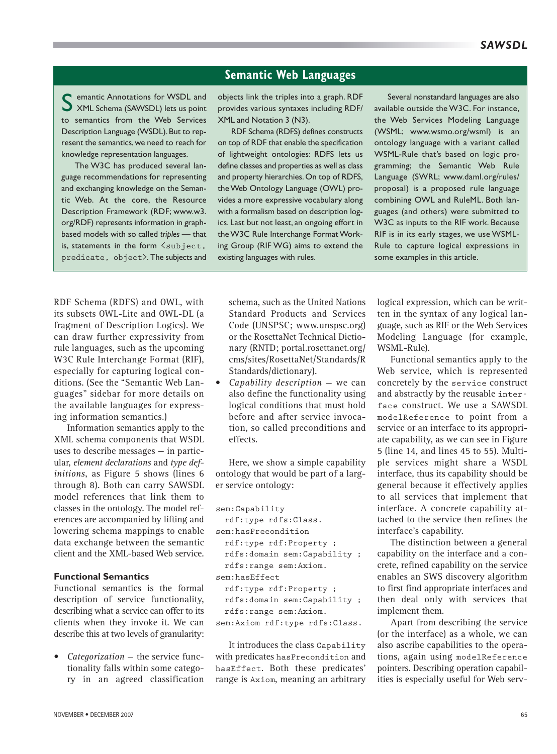## Semantic Web Languages

Semantic Annotations for WSDL and XML Schema (SAWSDL) lets us point to semantics from the Web Services Description Language (WSDL). But to represent the semantics, we need to reach for knowledge representation languages.

The W3C has produced several language recommendations for representing and exchanging knowledge on the Semantic Web. At the core, the Resource Description Framework (RDF; www.w3.org/RDF) represents information in graph-based models with so called *triples* — that is, statements in the form `<subject, predicate, object>`. The subjects and objects link the triples into a graph. RDF provides various syntaxes including RDF/XML and Notation 3 (N3).

RDF Schema (RDFS) defines constructs on top of RDF that enable the specification of lightweight ontologies: RDFS lets us define classes and properties as well as class and property hierarchies. On top of RDFS, the Web Ontology Language (OWL) provides a more expressive vocabulary along with a formalism based on description logics. Last but not least, an ongoing effort in the W3C Rule Interchange Format Working Group (RIF WG) aims to extend the existing languages with rules.

Several nonstandard languages are also available outside the W3C. For instance, the Web Services Modeling Language (WSML; www.wsmo.org/wsml) is an ontology language with a variant called WSML-Rule that's based on logic programming; the Semantic Web Rule Language (SWRL; www.daml.org/rules/proposal) is a proposed rule language combining OWL and RuleML. Both languages (and others) were submitted to W3C as inputs to the RIF work. Because RIF is in its early stages, we use WSML-Rule to capture logical expressions in some examples in this article.

---

RDF Schema (RDFS) and OWL, with its subsets OWL-Lite and OWL-DL (a fragment of Description Logics). We can draw further expressivity from rule languages, such as the upcoming W3C Rule Interchange Format (RIF), especially for capturing logical conditions. (See the "Semantic Web Languages" sidebar for more details on the available languages for expressing information semantics.)

Information semantics apply to the XML schema components that WSDL uses to describe messages — in particular, *element declarations* and *type definitions*, as Figure 5 shows (lines 6 through 8). Both can carry SAWSDL model references that link them to classes in the ontology. The model references are accompanied by lifting and lowering schema mappings to enable data exchange between the semantic client and the XML-based Web service.

### Functional Semantics

Functional semantics is the formal description of service functionality, describing what a service can offer to its clients when they invoke it. We can describe this at two levels of granularity:

- *Categorization* — the service functionality falls within some category in an agreed classification schema, such as the United Nations Standard Products and Services Code (UNSPSC; www.unspsc.org) or the RosettaNet Technical Dictionary (RNTD; portal.rosettanet.org/cms/sites/RosettaNet/Standards/RStandards/dictionary).
- *Capability description* — we can also define the functionality using logical conditions that must hold before and after service invocation, so called preconditions and effects.

Here, we show a simple capability ontology that would be part of a larger service ontology:

```
sem:Capability
  rdf:type rdfs:Class.
sem:hasPrecondition
  rdf:type rdf:Property ;
  rdfs:domain sem:Capability ;
  rdfs:range sem:Axiom.
sem:hasEffect
  rdf:type rdf:Property ;
  rdfs:domain sem:Capability ;
  rdfs:range sem:Axiom.
sem:Axiom rdf:type rdfs:Class.
```

It introduces the class `Capability` with predicates `hasPrecondition` and `hasEffect`. Both these predicates' range is `Axiom`, meaning an arbitrary logical expression, which can be written in the syntax of any logical language, such as RIF or the Web Services Modeling Language (for example, WSML-Rule).

Functional semantics apply to the Web service, which is represented concretely by the `service` construct and abstractly by the reusable `interface` construct. We use a SAWSDL `modelReference` to point from a service or an interface to its appropriate capability, as we can see in Figure 5 (line 14, and lines 45 to 55). Multiple services might share a WSDL interface, thus its capability should be general because it effectively applies to all services that implement that interface. A concrete capability attached to the service then refines the interface's capability.

The distinction between a general capability on the interface and a concrete, refined capability on the service enables an SWS discovery algorithm to first find appropriate interfaces and then deal only with services that implement them.

Apart from describing the service (or the interface) as a whole, we can also ascribe capabilities to the operations, again using `modelReference` pointers. Describing operation capabilities is especially useful for Web serv-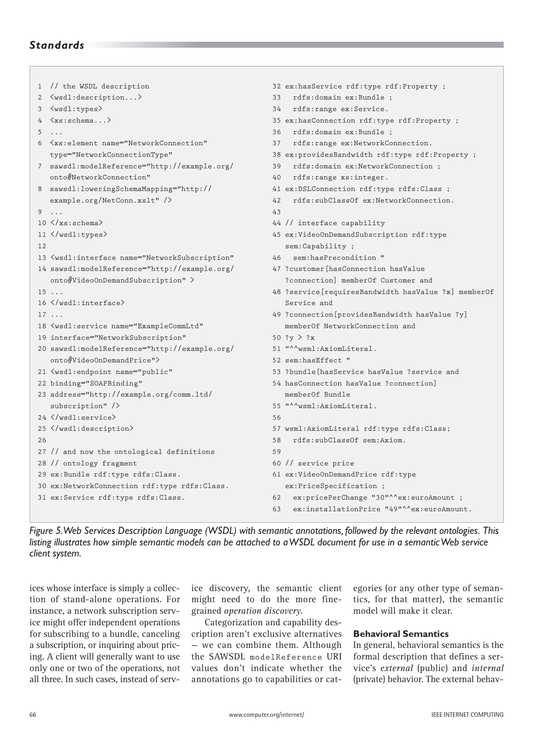```
1 // the WSDL description
2 <wsdl:description...>
3 <wsdl:types>
4 <xs:schema...>
5 ...
6 <xs:element name="NetworkConnection"
  type="NetworkConnectionType"
7 sawsdl:modelReference="http://example.org/
  onto#NetworkConnection"
8 sawsdl:loweringSchemaMapping="http://
  example.org/NetConn.xslt" />
9 ...
10 </xs:schema>
11 </wsdl:types>
12
13 <wsdl:interface name="NetworkSubscription"
14 sawsdl:modelReference="http://example.org/
  onto#VideoOnDemandSubscription" >
15 ...
16 </wsdl:interface>
17 ...
18 <wsdl:service name="ExampleCommLtd"
19 interface="NetworkSubscription"
20 sawsdl:modelReference="http://example.org/
  onto#VideoOnDemandPrice">
21 <wsdl:endpoint name="public"
22 binding="SOAPBinding"
23 address="http://example.org/comm.ltd/
  subscription" />
24 </wsdl:service>
25 </wsdl:description>
26
27 // and now the ontological definitions
28 // ontology fragment
29 ex:Bundle rdf:type rdfs:Class.
30 ex:NetworkConnection rdf:type rdfs:Class.
31 ex:Service rdf:type rdfs:Class.
32 ex:hasService rdf:type rdf:Property ;
33   rdfs:domain ex:Bundle ;
34   rdfs:range ex:Service.
35 ex:hasConnection rdf:type rdf:Property ;
36   rdfs:domain ex:Bundle ;
37   rdfs:range ex:NetworkConnection.
38 ex:providesBandwidth rdf:type rdf:Property ;
39   rdfs:domain ex:NetworkConnection ;
40   rdfs:range xs:integer.
41 ex:DSLConnection rdf:type rdfs:Class ;
42   rdfs:subClassOf ex:NetworkConnection.
43
44 // interface capability
45 ex:VideoOnDemandSubscription rdf:type
  sem:Capability ;
46   sem:hasPrecondition "
47 ?customer[hasConnection hasValue
  ?connection] memberOf Customer and
48 ?service[requiresBandwidth hasValue ?x] memberOf
  Service and
49 ?connection[providesBandwidth hasValue ?y]
  memberOf NetworkConnection and
50 ?y > ?x
51 "^^wsml:AxiomLiteral.
52 sem:hasEffect "
53 ?bundle[hasService hasValue ?service and
54 hasConnection hasValue ?connection]
  memberOf Bundle
55 "^^wsml:AxiomLiteral.
56
57 wsml:AxiomLiteral rdf:type rdfs:Class;
58   rdfs:subClassOf sem:Axiom.
59
60 // service price
61 ex:VideoOnDemandPrice rdf:type
  ex:PriceSpecification ;
62   ex:pricePerChange "30"^^ex:euroAmount ;
63   ex:installationPrice "49"^^ex:euroAmount.
```

*Figure 5. Web Services Description Language (WSDL) with semantic annotations, followed by the relevant ontologies. This listing illustrates how simple semantic models can be attached to a WSDL document for use in a semantic Web service client system.*

ices whose interface is simply a collection of stand-alone operations. For instance, a network subscription service might offer independent operations for subscribing to a bundle, canceling a subscription, or inquiring about pricing. A client will generally want to use only one or two of the operations, not all three. In such cases, instead of service discovery, the semantic client might need to do the more fine-grained *operation discovery*.

Categorization and capability description aren't exclusive alternatives — we can combine them. Although the SAWSDL `modelReference` URI values don't indicate whether the annotations go to capabilities or categories (or any other type of semantics, for that matter), the semantic model will make it clear.

### Behavioral Semantics

In general, behavioral semantics is the formal description that defines a service's *external* (public) and *internal* (private) behavior. The external behav-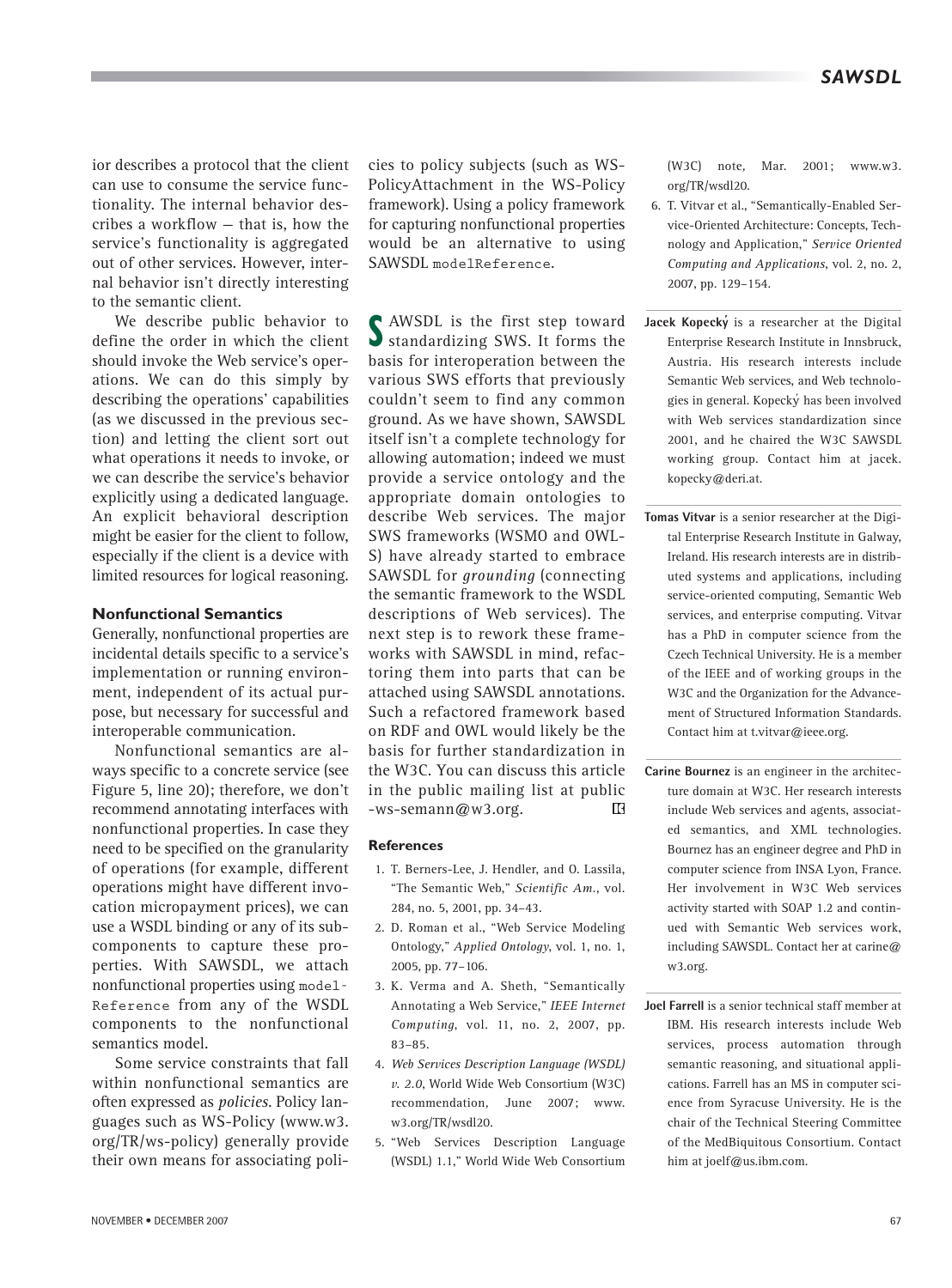ior describes a protocol that the client can use to consume the service functionality. The internal behavior describes a workflow — that is, how the service's functionality is aggregated out of other services. However, internal behavior isn't directly interesting to the semantic client.

We describe public behavior to define the order in which the client should invoke the Web service's operations. We can do this simply by describing the operations' capabilities (as we discussed in the previous section) and letting the client sort out what operations it needs to invoke, or we can describe the service's behavior explicitly using a dedicated language. An explicit behavioral description might be easier for the client to follow, especially if the client is a device with limited resources for logical reasoning.

### Nonfunctional Semantics

Generally, nonfunctional properties are incidental details specific to a service's implementation or running environment, independent of its actual purpose, but necessary for successful and interoperable communication.

Nonfunctional semantics are always specific to a concrete service (see Figure 5, line 20); therefore, we don't recommend annotating interfaces with nonfunctional properties. In case they need to be specified on the granularity of operations (for example, different operations might have different invocation micropayment prices), we can use a WSDL binding or any of its subcomponents to capture these properties. With SAWSDL, we attach nonfunctional properties using `modelReference` from any of the WSDL components to the nonfunctional semantics model.

Some service constraints that fall within nonfunctional semantics are often expressed as *policies*. Policy languages such as WS-Policy (www.w3.org/TR/ws-policy) generally provide their own means for associating policies to policy subjects (such as WS-PolicyAttachment in the WS-Policy framework). Using a policy framework for capturing nonfunctional properties would be an alternative to using SAWSDL `modelReference`.

SAWSDL is the first step toward standardizing SWS. It forms the basis for interoperation between the various SWS efforts that previously couldn't seem to find any common ground. As we have shown, SAWSDL itself isn't a complete technology for allowing automation; indeed we must provide a service ontology and the appropriate domain ontologies to describe Web services. The major SWS frameworks (WSMO and OWL-S) have already started to embrace SAWSDL for *grounding* (connecting the semantic framework to the WSDL descriptions of Web services). The next step is to rework these frameworks with SAWSDL in mind, refactoring them into parts that can be attached using SAWSDL annotations. Such a refactored framework based on RDF and OWL would likely be the basis for further standardization in the W3C. You can discuss this article in the public mailing list at public-ws-semann@w3.org.

### References

1. T. Berners-Lee, J. Hendler, and O. Lassila, "The Semantic Web," *Scientific Am.*, vol. 284, no. 5, 2001, pp. 34–43.
2. D. Roman et al., "Web Service Modeling Ontology," *Applied Ontology*, vol. 1, no. 1, 2005, pp. 77–106.
3. K. Verma and A. Sheth, "Semantically Annotating a Web Service," *IEEE Internet Computing*, vol. 11, no. 2, 2007, pp. 83–85.
4. *Web Services Description Language (WSDL) v. 2.0*, World Wide Web Consortium (W3C) recommendation, June 2007; www.w3.org/TR/wsdl20.
5. "Web Services Description Language (WSDL) 1.1," World Wide Web Consortium (W3C) note, Mar. 2001; www.w3.org/TR/wsdl20.
6. T. Vitvar et al., "Semantically-Enabled Service-Oriented Architecture: Concepts, Technology and Application," *Service Oriented Computing and Applications*, vol. 2, no. 2, 2007, pp. 129–154.

**Jacek Kopecký** is a researcher at the Digital Enterprise Research Institute in Innsbruck, Austria. His research interests include Semantic Web services, and Web technologies in general. Kopecký has been involved with Web services standardization since 2001, and he chaired the W3C SAWSDL working group. Contact him at jacek.kopecky@deri.at.

**Tomas Vitvar** is a senior researcher at the Digital Enterprise Research Institute in Galway, Ireland. His research interests are in distributed systems and applications, including service-oriented computing, Semantic Web services, and enterprise computing. Vitvar has a PhD in computer science from the Czech Technical University. He is a member of the IEEE and of working groups in the W3C and the Organization for the Advancement of Structured Information Standards. Contact him at t.vitvar@ieee.org.

**Carine Bournez** is an engineer in the architecture domain at W3C. Her research interests include Web services and agents, associated semantics, and XML technologies. Bournez has an engineer degree and PhD in computer science from INSA Lyon, France. Her involvement in W3C Web services activity started with SOAP 1.2 and continued with Semantic Web services work, including SAWSDL. Contact her at carine@w3.org.

**Joel Farrell** is a senior technical staff member at IBM. His research interests include Web services, process automation through semantic reasoning, and situational applications. Farrell has an MS in computer science from Syracuse University. He is the chair of the Technical Steering Committee of the MedBiquitous Consortium. Contact him at joelf@us.ibm.com.